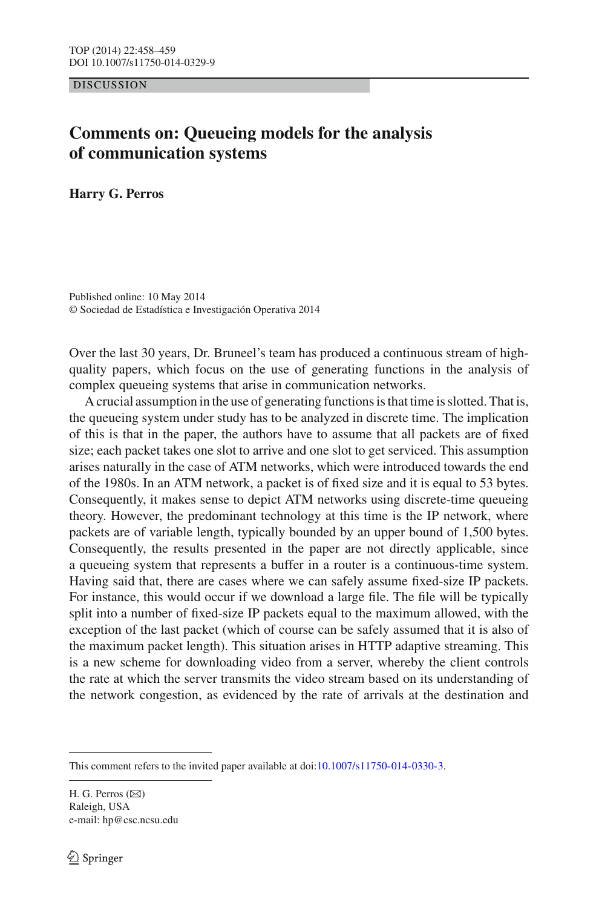DISCUSSION

# Comments on: Queueing models for the analysis of communication systems

**Harry G. Perros**

Published online: 10 May 2014
© Sociedad de Estadística e Investigación Operativa 2014

Over the last 30 years, Dr. Bruneel's team has produced a continuous stream of high-quality papers, which focus on the use of generating functions in the analysis of complex queueing systems that arise in communication networks.

A crucial assumption in the use of generating functions is that time is slotted. That is, the queueing system under study has to be analyzed in discrete time. The implication of this is that in the paper, the authors have to assume that all packets are of fixed size; each packet takes one slot to arrive and one slot to get serviced. This assumption arises naturally in the case of ATM networks, which were introduced towards the end of the 1980s. In an ATM network, a packet is of fixed size and it is equal to 53 bytes. Consequently, it makes sense to depict ATM networks using discrete-time queueing theory. However, the predominant technology at this time is the IP network, where packets are of variable length, typically bounded by an upper bound of 1,500 bytes. Consequently, the results presented in the paper are not directly applicable, since a queueing system that represents a buffer in a router is a continuous-time system. Having said that, there are cases where we can safely assume fixed-size IP packets. For instance, this would occur if we download a large file. The file will be typically split into a number of fixed-size IP packets equal to the maximum allowed, with the exception of the last packet (which of course can be safely assumed that it is also of the maximum packet length). This situation arises in HTTP adaptive streaming. This is a new scheme for downloading video from a server, whereby the client controls the rate at which the server transmits the video stream based on its understanding of the network congestion, as evidenced by the rate of arrivals at the destination and

---

This comment refers to the invited paper available at doi:10.1007/s11750-014-0330-3.

H. G. Perros (✉)
Raleigh, USA
e-mail: hp@csc.ncsu.edu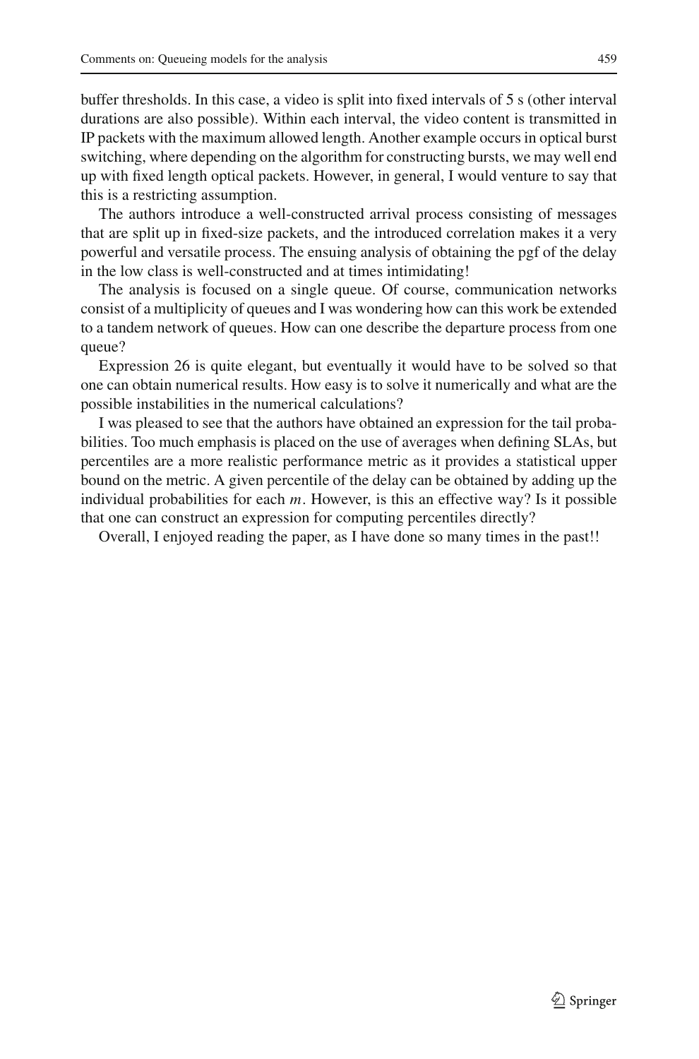buffer thresholds. In this case, a video is split into fixed intervals of 5 s (other interval durations are also possible). Within each interval, the video content is transmitted in IP packets with the maximum allowed length. Another example occurs in optical burst switching, where depending on the algorithm for constructing bursts, we may well end up with fixed length optical packets. However, in general, I would venture to say that this is a restricting assumption.

The authors introduce a well-constructed arrival process consisting of messages that are split up in fixed-size packets, and the introduced correlation makes it a very powerful and versatile process. The ensuing analysis of obtaining the pgf of the delay in the low class is well-constructed and at times intimidating!

The analysis is focused on a single queue. Of course, communication networks consist of a multiplicity of queues and I was wondering how can this work be extended to a tandem network of queues. How can one describe the departure process from one queue?

Expression 26 is quite elegant, but eventually it would have to be solved so that one can obtain numerical results. How easy is to solve it numerically and what are the possible instabilities in the numerical calculations?

I was pleased to see that the authors have obtained an expression for the tail probabilities. Too much emphasis is placed on the use of averages when defining SLAs, but percentiles are a more realistic performance metric as it provides a statistical upper bound on the metric. A given percentile of the delay can be obtained by adding up the individual probabilities for each $m$. However, is this an effective way? Is it possible that one can construct an expression for computing percentiles directly?

Overall, I enjoyed reading the paper, as I have done so many times in the past!!